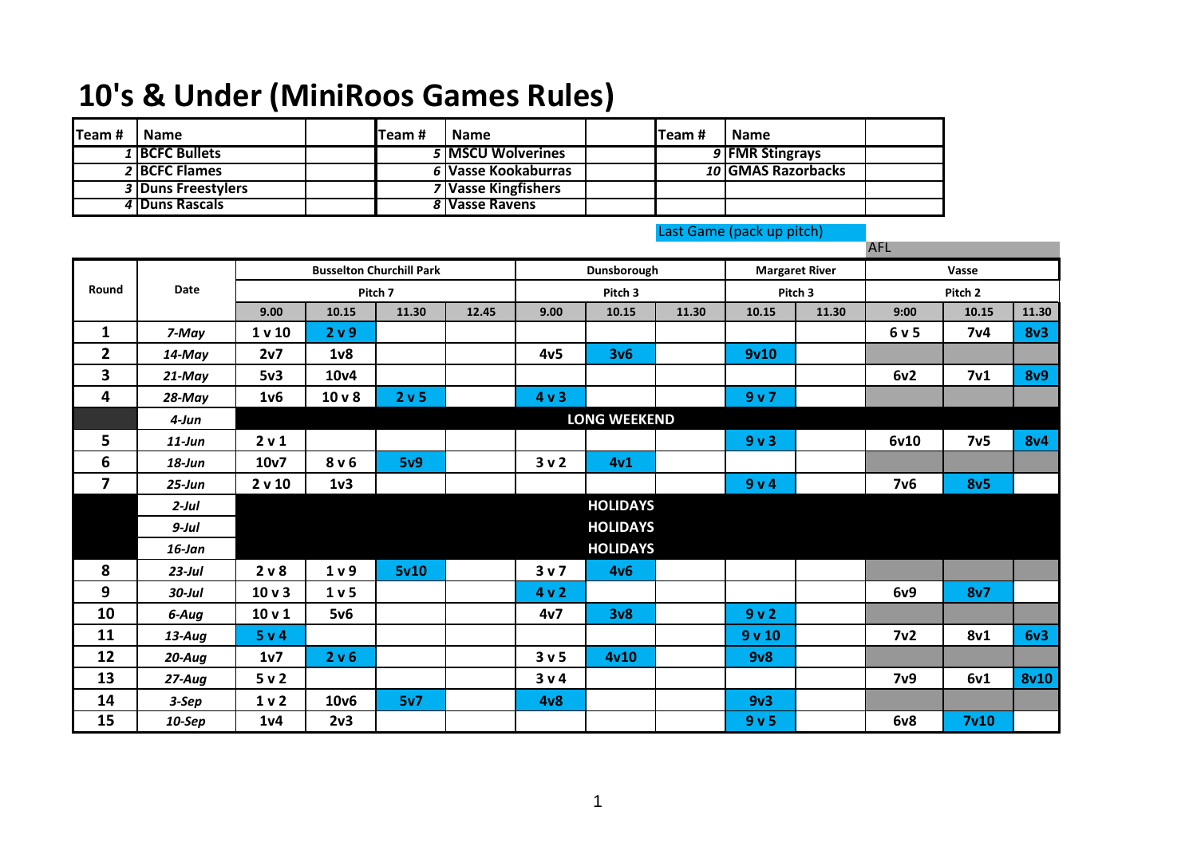# 10's & Under (MiniRoos Games Rules)

| Team # | Name | | Team # | Name | | Team # | Name | |
|---|---|---|---|---|---|---|---|---|
| 1 | BCFC Bullets | | 5 | MSCU Wolverines | | 9 | FMR Stingrays | |
| 2 | BCFC Flames | | 6 | Vasse Kookaburras | | 10 | GMAS Razorbacks | |
| 3 | Duns Freestylers | | 7 | Vasse Kingfishers | | | | |
| 4 | Duns Rascals | | 8 | Vasse Ravens | | | | |

Last Game (pack up pitch)

AFL

| Round | Date | Busselton Churchill Park | | | | Dunsborough | | | Margaret River | | Vasse | | |
|---|---|---|---|---|---|---|---|---|---|---|---|---|---|
| | | Pitch 7 | | | | Pitch 3 | | | Pitch 3 | | Pitch 2 | | |
| | | 9.00 | 10.15 | 11.30 | 12.45 | 9.00 | 10.15 | 11.30 | 10.15 | 11.30 | 9:00 | 10.15 | 11.30 |
| 1 | 7-May | 1 v 10 | 2 v 9 | | | | | | | | 6 v 5 | 7v4 | 8v3 |
| 2 | 14-May | 2v7 | 1v8 | | | 4v5 | 3v6 | | 9v10 | | | | |
| 3 | 21-May | 5v3 | 10v4 | | | | | | | | 6v2 | 7v1 | 8v9 |
| 4 | 28-May | 1v6 | 10 v 8 | 2 v 5 | | 4 v 3 | | | 9 v 7 | | | | |
| | 4-Jun | LONG WEEKEND | | | | | | | | | | | |
| 5 | 11-Jun | 2 v 1 | | | | | | | 9 v 3 | | 6v10 | 7v5 | 8v4 |
| 6 | 18-Jun | 10v7 | 8 v 6 | 5v9 | | 3 v 2 | 4v1 | | | | | | |
| 7 | 25-Jun | 2 v 10 | 1v3 | | | | | | 9 v 4 | | 7v6 | 8v5 | |
| | 2-Jul | HOLIDAYS | | | | | | | | | | | |
| | 9-Jul | HOLIDAYS | | | | | | | | | | | |
| | 16-Jan | HOLIDAYS | | | | | | | | | | | |
| 8 | 23-Jul | 2 v 8 | 1 v 9 | 5v10 | | 3 v 7 | 4v6 | | | | | | |
| 9 | 30-Jul | 10 v 3 | 1 v 5 | | | 4 v 2 | | | | | 6v9 | 8v7 | |
| 10 | 6-Aug | 10 v 1 | 5v6 | | | 4v7 | 3v8 | | 9 v 2 | | | | |
| 11 | 13-Aug | 5 v 4 | | | | | | | 9 v 10 | | 7v2 | 8v1 | 6v3 |
| 12 | 20-Aug | 1v7 | 2 v 6 | | | 3 v 5 | 4v10 | | 9v8 | | | | |
| 13 | 27-Aug | 5 v 2 | | | | 3 v 4 | | | | | 7v9 | 6v1 | 8v10 |
| 14 | 3-Sep | 1 v 2 | 10v6 | 5v7 | | 4v8 | | | 9v3 | | | | |
| 15 | 10-Sep | 1v4 | 2v3 | | | | | | 9 v 5 | | 6v8 | 7v10 | |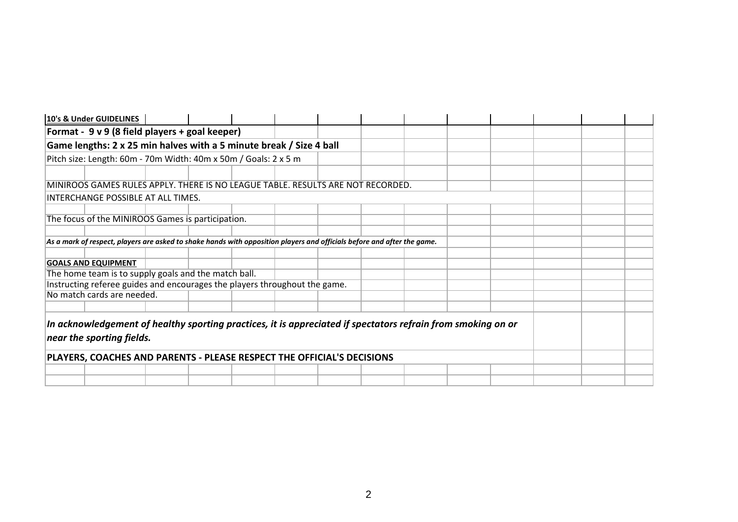**10's & Under GUIDELINES**

**Format - 9 v 9 (8 field players + goal keeper)**

**Game lengths: 2 x 25 min halves with a 5 minute break / Size 4 ball**

Pitch size: Length: 60m - 70m Width: 40m x 50m / Goals: 2 x 5 m

MINIROOS GAMES RULES APPLY. THERE IS NO LEAGUE TABLE. RESULTS ARE NOT RECORDED.

INTERCHANGE POSSIBLE AT ALL TIMES.

The focus of the MINIROOS Games is participation.

***As a mark of respect, players are asked to shake hands with opposition players and officials before and after the game.***

**GOALS AND EQUIPMENT**

The home team is to supply goals and the match ball.

Instructing referee guides and encourages the players throughout the game.

No match cards are needed.

***In acknowledgement of healthy sporting practices, it is appreciated if spectators refrain from smoking on or near the sporting fields.***

**PLAYERS, COACHES AND PARENTS - PLEASE RESPECT THE OFFICIAL'S DECISIONS**